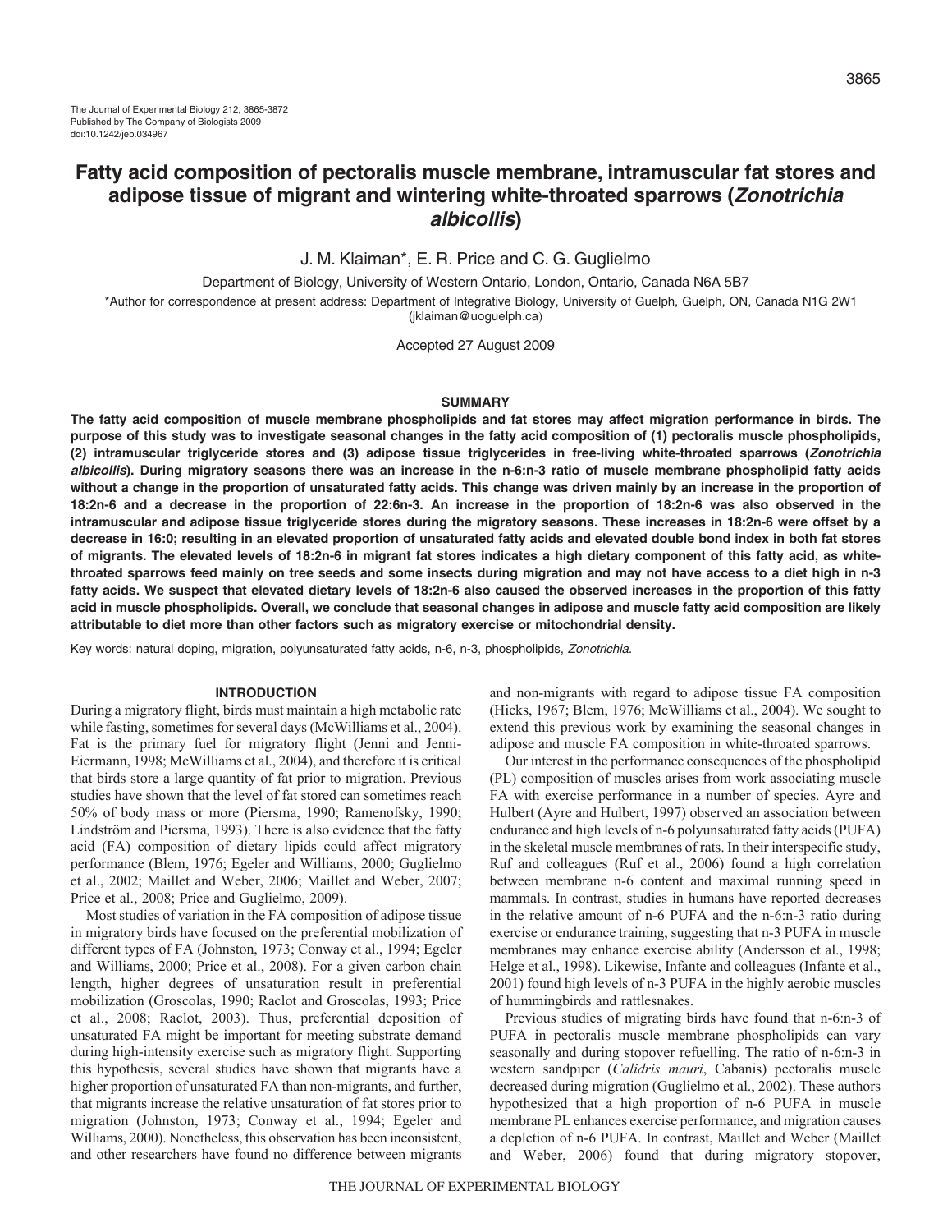# Fatty acid composition of pectoralis muscle membrane, intramuscular fat stores and adipose tissue of migrant and wintering white-throated sparrows (*Zonotrichia albicollis*)

J. M. Klaiman*, E. R. Price and C. G. Guglielmo

Department of Biology, University of Western Ontario, London, Ontario, Canada N6A 5B7

*Author for correspondence at present address: Department of Integrative Biology, University of Guelph, Guelph, ON, Canada N1G 2W1 (jklaiman@uoguelph.ca)

Accepted 27 August 2009

## SUMMARY

**The fatty acid composition of muscle membrane phospholipids and fat stores may affect migration performance in birds. The purpose of this study was to investigate seasonal changes in the fatty acid composition of (1) pectoralis muscle phospholipids, (2) intramuscular triglyceride stores and (3) adipose tissue triglycerides in free-living white-throated sparrows (*Zonotrichia albicollis*). During migratory seasons there was an increase in the n-6:n-3 ratio of muscle membrane phospholipid fatty acids without a change in the proportion of unsaturated fatty acids. This change was driven mainly by an increase in the proportion of 18:2n-6 and a decrease in the proportion of 22:6n-3. An increase in the proportion of 18:2n-6 was also observed in the intramuscular and adipose tissue triglyceride stores during the migratory seasons. These increases in 18:2n-6 were offset by a decrease in 16:0; resulting in an elevated proportion of unsaturated fatty acids and elevated double bond index in both fat stores of migrants. The elevated levels of 18:2n-6 in migrant fat stores indicates a high dietary component of this fatty acid, as white-throated sparrows feed mainly on tree seeds and some insects during migration and may not have access to a diet high in n-3 fatty acids. We suspect that elevated dietary levels of 18:2n-6 also caused the observed increases in the proportion of this fatty acid in muscle phospholipids. Overall, we conclude that seasonal changes in adipose and muscle fatty acid composition are likely attributable to diet more than other factors such as migratory exercise or mitochondrial density.**

Key words: natural doping, migration, polyunsaturated fatty acids, n-6, n-3, phospholipids, *Zonotrichia.*

## INTRODUCTION

During a migratory flight, birds must maintain a high metabolic rate while fasting, sometimes for several days (McWilliams et al., 2004). Fat is the primary fuel for migratory flight (Jenni and Jenni-Eiermann, 1998; McWilliams et al., 2004), and therefore it is critical that birds store a large quantity of fat prior to migration. Previous studies have shown that the level of fat stored can sometimes reach 50% of body mass or more (Piersma, 1990; Ramenofsky, 1990; Lindström and Piersma, 1993). There is also evidence that the fatty acid (FA) composition of dietary lipids could affect migratory performance (Blem, 1976; Egeler and Williams, 2000; Guglielmo et al., 2002; Maillet and Weber, 2006; Maillet and Weber, 2007; Price et al., 2008; Price and Guglielmo, 2009).

Most studies of variation in the FA composition of adipose tissue in migratory birds have focused on the preferential mobilization of different types of FA (Johnston, 1973; Conway et al., 1994; Egeler and Williams, 2000; Price et al., 2008). For a given carbon chain length, higher degrees of unsaturation result in preferential mobilization (Groscolas, 1990; Raclot and Groscolas, 1993; Price et al., 2008; Raclot, 2003). Thus, preferential deposition of unsaturated FA might be important for meeting substrate demand during high-intensity exercise such as migratory flight. Supporting this hypothesis, several studies have shown that migrants have a higher proportion of unsaturated FA than non-migrants, and further, that migrants increase the relative unsaturation of fat stores prior to migration (Johnston, 1973; Conway et al., 1994; Egeler and Williams, 2000). Nonetheless, this observation has been inconsistent, and other researchers have found no difference between migrants and non-migrants with regard to adipose tissue FA composition (Hicks, 1967; Blem, 1976; McWilliams et al., 2004). We sought to extend this previous work by examining the seasonal changes in adipose and muscle FA composition in white-throated sparrows.

Our interest in the performance consequences of the phospholipid (PL) composition of muscles arises from work associating muscle FA with exercise performance in a number of species. Ayre and Hulbert (Ayre and Hulbert, 1997) observed an association between endurance and high levels of n-6 polyunsaturated fatty acids (PUFA) in the skeletal muscle membranes of rats. In their interspecific study, Ruf and colleagues (Ruf et al., 2006) found a high correlation between membrane n-6 content and maximal running speed in mammals. In contrast, studies in humans have reported decreases in the relative amount of n-6 PUFA and the n-6:n-3 ratio during exercise or endurance training, suggesting that n-3 PUFA in muscle membranes may enhance exercise ability (Andersson et al., 1998; Helge et al., 1998). Likewise, Infante and colleagues (Infante et al., 2001) found high levels of n-3 PUFA in the highly aerobic muscles of hummingbirds and rattlesnakes.

Previous studies of migrating birds have found that n-6:n-3 of PUFA in pectoralis muscle membrane phospholipids can vary seasonally and during stopover refuelling. The ratio of n-6:n-3 in western sandpiper (*Calidris mauri*, Cabanis) pectoralis muscle decreased during migration (Guglielmo et al., 2002). These authors hypothesized that a high proportion of n-6 PUFA in muscle membrane PL enhances exercise performance, and migration causes a depletion of n-6 PUFA. In contrast, Maillet and Weber (Maillet and Weber, 2006) found that during migratory stopover,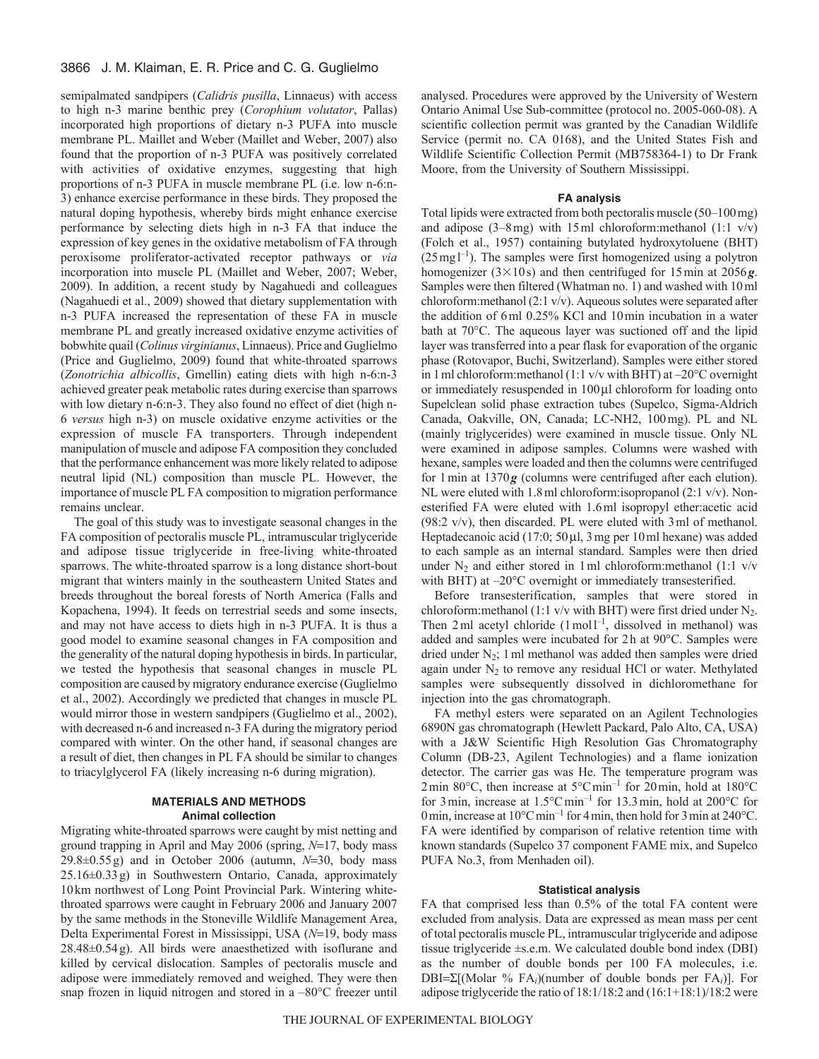semipalmated sandpipers (*Calidris pusilla*, Linnaeus) with access to high n-3 marine benthic prey (*Corophium volutator*, Pallas) incorporated high proportions of dietary n-3 PUFA into muscle membrane PL. Maillet and Weber (Maillet and Weber, 2007) also found that the proportion of n-3 PUFA was positively correlated with activities of oxidative enzymes, suggesting that high proportions of n-3 PUFA in muscle membrane PL (i.e. low n-6:n-3) enhance exercise performance in these birds. They proposed the natural doping hypothesis, whereby birds might enhance exercise performance by selecting diets high in n-3 FA that induce the expression of key genes in the oxidative metabolism of FA through peroxisome proliferator-activated receptor pathways or *via* incorporation into muscle PL (Maillet and Weber, 2007; Weber, 2009). In addition, a recent study by Nagahuedi and colleagues (Nagahuedi et al., 2009) showed that dietary supplementation with n-3 PUFA increased the representation of these FA in muscle membrane PL and greatly increased oxidative enzyme activities of bobwhite quail (*Colinus virginianus*, Linnaeus). Price and Guglielmo (Price and Guglielmo, 2009) found that white-throated sparrows (*Zonotrichia albicollis*, Gmellin) eating diets with high n-6:n-3 achieved greater peak metabolic rates during exercise than sparrows with low dietary n-6:n-3. They also found no effect of diet (high n-6 *versus* high n-3) on muscle oxidative enzyme activities or the expression of muscle FA transporters. Through independent manipulation of muscle and adipose FA composition they concluded that the performance enhancement was more likely related to adipose neutral lipid (NL) composition than muscle PL. However, the importance of muscle PL FA composition to migration performance remains unclear.

The goal of this study was to investigate seasonal changes in the FA composition of pectoralis muscle PL, intramuscular triglyceride and adipose tissue triglyceride in free-living white-throated sparrows. The white-throated sparrow is a long distance short-bout migrant that winters mainly in the southeastern United States and breeds throughout the boreal forests of North America (Falls and Kopachena, 1994). It feeds on terrestrial seeds and some insects, and may not have access to diets high in n-3 PUFA. It is thus a good model to examine seasonal changes in FA composition and the generality of the natural doping hypothesis in birds. In particular, we tested the hypothesis that seasonal changes in muscle PL composition are caused by migratory endurance exercise (Guglielmo et al., 2002). Accordingly we predicted that changes in muscle PL would mirror those in western sandpipers (Guglielmo et al., 2002), with decreased n-6 and increased n-3 FA during the migratory period compared with winter. On the other hand, if seasonal changes are a result of diet, then changes in PL FA should be similar to changes to triacylglycerol FA (likely increasing n-6 during migration).

## MATERIALS AND METHODS

### Animal collection

Migrating white-throated sparrows were caught by mist netting and ground trapping in April and May 2006 (spring, $N$=17, body mass 29.8±0.55 g) and in October 2006 (autumn, $N$=30, body mass 25.16±0.33 g) in Southwestern Ontario, Canada, approximately 10 km northwest of Long Point Provincial Park. Wintering white-throated sparrows were caught in February 2006 and January 2007 by the same methods in the Stoneville Wildlife Management Area, Delta Experimental Forest in Mississippi, USA ($N$=19, body mass 28.48±0.54 g). All birds were anaesthetized with isoflurane and killed by cervical dislocation. Samples of pectoralis muscle and adipose were immediately removed and weighed. They were then snap frozen in liquid nitrogen and stored in a –80°C freezer until analysed. Procedures were approved by the University of Western Ontario Animal Use Sub-committee (protocol no. 2005-060-08). A scientific collection permit was granted by the Canadian Wildlife Service (permit no. CA 0168), and the United States Fish and Wildlife Scientific Collection Permit (MB758364-1) to Dr Frank Moore, from the University of Southern Mississippi.

### FA analysis

Total lipids were extracted from both pectoralis muscle (50–100 mg) and adipose (3–8 mg) with 15 ml chloroform:methanol (1:1 v/v) (Folch et al., 1957) containing butylated hydroxytoluene (BHT) (25 mg l$^{-1}$). The samples were first homogenized using a polytron homogenizer (3×10 s) and then centrifuged for 15 min at 2056 ***g***. Samples were then filtered (Whatman no. 1) and washed with 10 ml chloroform:methanol (2:1 v/v). Aqueous solutes were separated after the addition of 6 ml 0.25% KCl and 10 min incubation in a water bath at 70°C. The aqueous layer was suctioned off and the lipid layer was transferred into a pear flask for evaporation of the organic phase (Rotovapor, Buchi, Switzerland). Samples were either stored in 1 ml chloroform:methanol (1:1 v/v with BHT) at –20°C overnight or immediately resuspended in 100 μl chloroform for loading onto Supelclean solid phase extraction tubes (Supelco, Sigma-Aldrich Canada, Oakville, ON, Canada; LC-NH2, 100 mg). PL and NL (mainly triglycerides) were examined in muscle tissue. Only NL were examined in adipose samples. Columns were washed with hexane, samples were loaded and then the columns were centrifuged for 1 min at 1370 ***g*** (columns were centrifuged after each elution). NL were eluted with 1.8 ml chloroform:isopropanol (2:1 v/v). Non-esterified FA were eluted with 1.6 ml isopropyl ether:acetic acid (98:2 v/v), then discarded. PL were eluted with 3 ml of methanol. Heptadecanoic acid (17:0; 50 μl, 3 mg per 10 ml hexane) was added to each sample as an internal standard. Samples were then dried under $N_2$ and either stored in 1 ml chloroform:methanol (1:1 v/v with BHT) at –20°C overnight or immediately transesterified.

Before transesterification, samples that were stored in chloroform:methanol (1:1 v/v with BHT) were first dried under $N_2$. Then 2 ml acetyl chloride (1 mol l$^{-1}$, dissolved in methanol) was added and samples were incubated for 2 h at 90°C. Samples were dried under $N_2$; 1 ml methanol was added then samples were dried again under $N_2$ to remove any residual HCl or water. Methylated samples were subsequently dissolved in dichloromethane for injection into the gas chromatograph.

FA methyl esters were separated on an Agilent Technologies 6890N gas chromatograph (Hewlett Packard, Palo Alto, CA, USA) with a J&W Scientific High Resolution Gas Chromatography Column (DB-23, Agilent Technologies) and a flame ionization detector. The carrier gas was He. The temperature program was 2 min 80°C, then increase at 5°C min$^{-1}$ for 20 min, hold at 180°C for 3 min, increase at 1.5°C min$^{-1}$ for 13.3 min, hold at 200°C for 0 min, increase at 10°C min$^{-1}$ for 4 min, then hold for 3 min at 240°C. FA were identified by comparison of relative retention time with known standards (Supelco 37 component FAME mix, and Supelco PUFA No.3, from Menhaden oil).

### Statistical analysis

FA that comprised less than 0.5% of the total FA content were excluded from analysis. Data are expressed as mean mass per cent of total pectoralis muscle PL, intramuscular triglyceride and adipose tissue triglyceride ±s.e.m. We calculated double bond index (DBI) as the number of double bonds per 100 FA molecules, i.e. $DBI=\Sigma[(\text{Molar } \% \ FA_i)(\text{number of double bonds per } FA_i)]$. For adipose triglyceride the ratio of 18:1/18:2 and (16:1+18:1)/18:2 were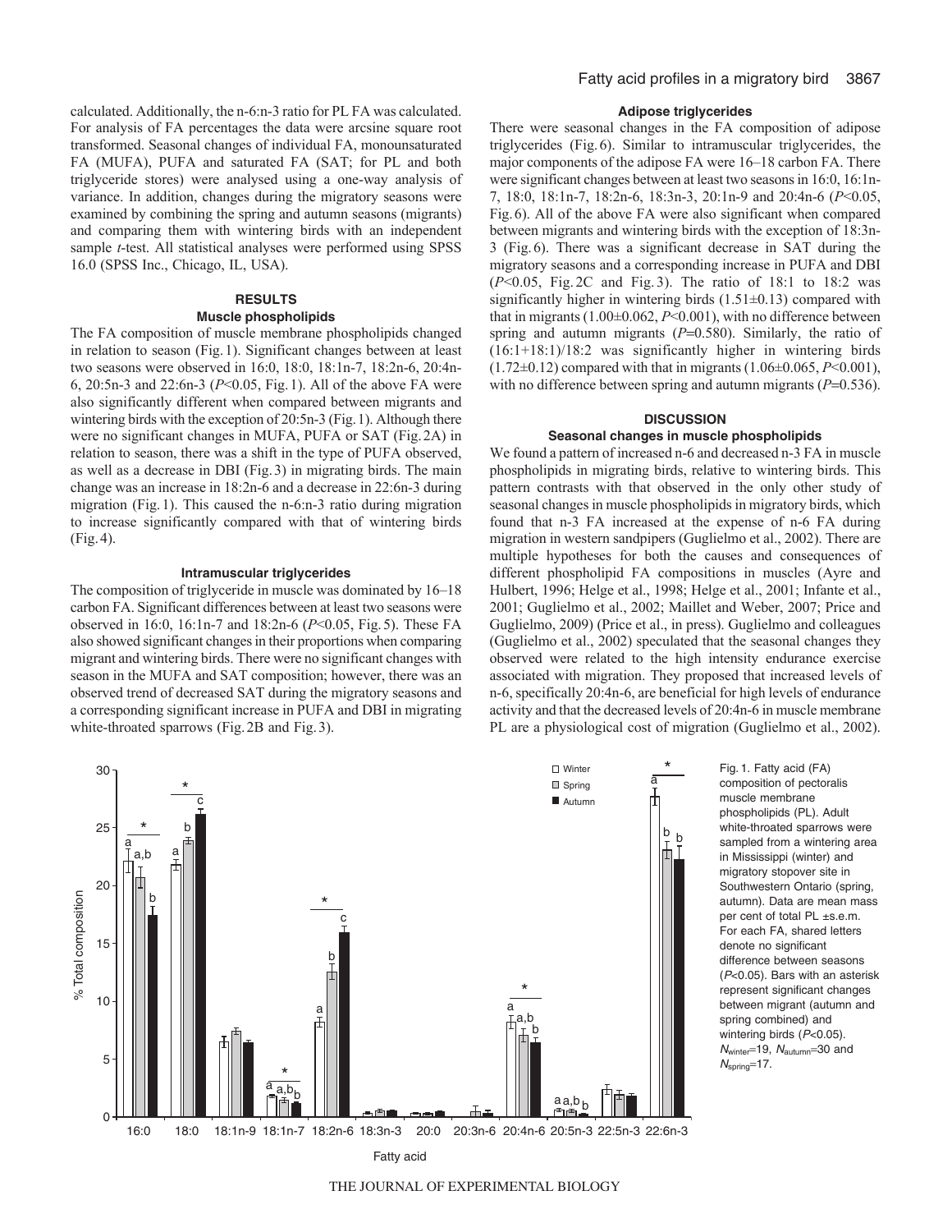calculated. Additionally, the n-6:n-3 ratio for PL FA was calculated. For analysis of FA percentages the data were arcsine square root transformed. Seasonal changes of individual FA, monounsaturated FA (MUFA), PUFA and saturated FA (SAT; for PL and both triglyceride stores) were analysed using a one-way analysis of variance. In addition, changes during the migratory seasons were examined by combining the spring and autumn seasons (migrants) and comparing them with wintering birds with an independent sample *t*-test. All statistical analyses were performed using SPSS 16.0 (SPSS Inc., Chicago, IL, USA).

## RESULTS

### Muscle phospholipids

The FA composition of muscle membrane phospholipids changed in relation to season (Fig. 1). Significant changes between at least two seasons were observed in 16:0, 18:0, 18:1n-7, 18:2n-6, 20:4n-6, 20:5n-3 and 22:6n-3 ($P<0.05$, Fig. 1). All of the above FA were also significantly different when compared between migrants and wintering birds with the exception of 20:5n-3 (Fig. 1). Although there were no significant changes in MUFA, PUFA or SAT (Fig. 2A) in relation to season, there was a shift in the type of PUFA observed, as well as a decrease in DBI (Fig. 3) in migrating birds. The main change was an increase in 18:2n-6 and a decrease in 22:6n-3 during migration (Fig. 1). This caused the n-6:n-3 ratio during migration to increase significantly compared with that of wintering birds (Fig. 4).

### Intramuscular triglycerides

The composition of triglyceride in muscle was dominated by 16–18 carbon FA. Significant differences between at least two seasons were observed in 16:0, 16:1n-7 and 18:2n-6 ($P<0.05$, Fig. 5). These FA also showed significant changes in their proportions when comparing migrant and wintering birds. There were no significant changes with season in the MUFA and SAT composition; however, there was an observed trend of decreased SAT during the migratory seasons and a corresponding significant increase in PUFA and DBI in migrating white-throated sparrows (Fig. 2B and Fig. 3).

### Adipose triglycerides

There were seasonal changes in the FA composition of adipose triglycerides (Fig. 6). Similar to intramuscular triglycerides, the major components of the adipose FA were 16–18 carbon FA. There were significant changes between at least two seasons in 16:0, 16:1n-7, 18:0, 18:1n-7, 18:2n-6, 18:3n-3, 20:1n-9 and 20:4n-6 ($P<0.05$, Fig. 6). All of the above FA were also significant when compared between migrants and wintering birds with the exception of 18:3n-3 (Fig. 6). There was a significant decrease in SAT during the migratory seasons and a corresponding increase in PUFA and DBI ($P<0.05$, Fig. 2C and Fig. 3). The ratio of 18:1 to 18:2 was significantly higher in wintering birds (1.51±0.13) compared with that in migrants (1.00±0.062, $P<0.001$), with no difference between spring and autumn migrants ($P=0.580$). Similarly, the ratio of (16:1+18:1)/18:2 was significantly higher in wintering birds (1.72±0.12) compared with that in migrants (1.06±0.065, $P<0.001$), with no difference between spring and autumn migrants ($P=0.536$).

## DISCUSSION

### Seasonal changes in muscle phospholipids

We found a pattern of increased n-6 and decreased n-3 FA in muscle phospholipids in migrating birds, relative to wintering birds. This pattern contrasts with that observed in the only other study of seasonal changes in muscle phospholipids in migratory birds, which found that n-3 FA increased at the expense of n-6 FA during migration in western sandpipers (Guglielmo et al., 2002). There are multiple hypotheses for both the causes and consequences of different phospholipid FA compositions in muscles (Ayre and Hulbert, 1996; Helge et al., 1998; Helge et al., 2001; Infante et al., 2001; Guglielmo et al., 2002; Maillet and Weber, 2007; Price and Guglielmo, 2009) (Price et al., in press). Guglielmo and colleagues (Guglielmo et al., 2002) speculated that the seasonal changes they observed were related to the high intensity endurance exercise associated with migration. They proposed that increased levels of n-6, specifically 20:4n-6, are beneficial for high levels of endurance activity and that the decreased levels of 20:4n-6 in muscle membrane PL are a physiological cost of migration (Guglielmo et al., 2002).

Fig. 1. Fatty acid (FA) composition of pectoralis muscle membrane phospholipids (PL). Adult white-throated sparrows were sampled from a wintering area in Mississippi (winter) and migratory stopover site in Southwestern Ontario (spring, autumn). Data are mean mass per cent of total PL ±s.e.m. For each FA, shared letters denote no significant difference between seasons ($P<0.05$). Bars with an asterisk represent significant changes between migrant (autumn and spring combined) and wintering birds ($P<0.05$). $N_{winter}=19$, $N_{autumn}=30$ and $N_{spring}=17$.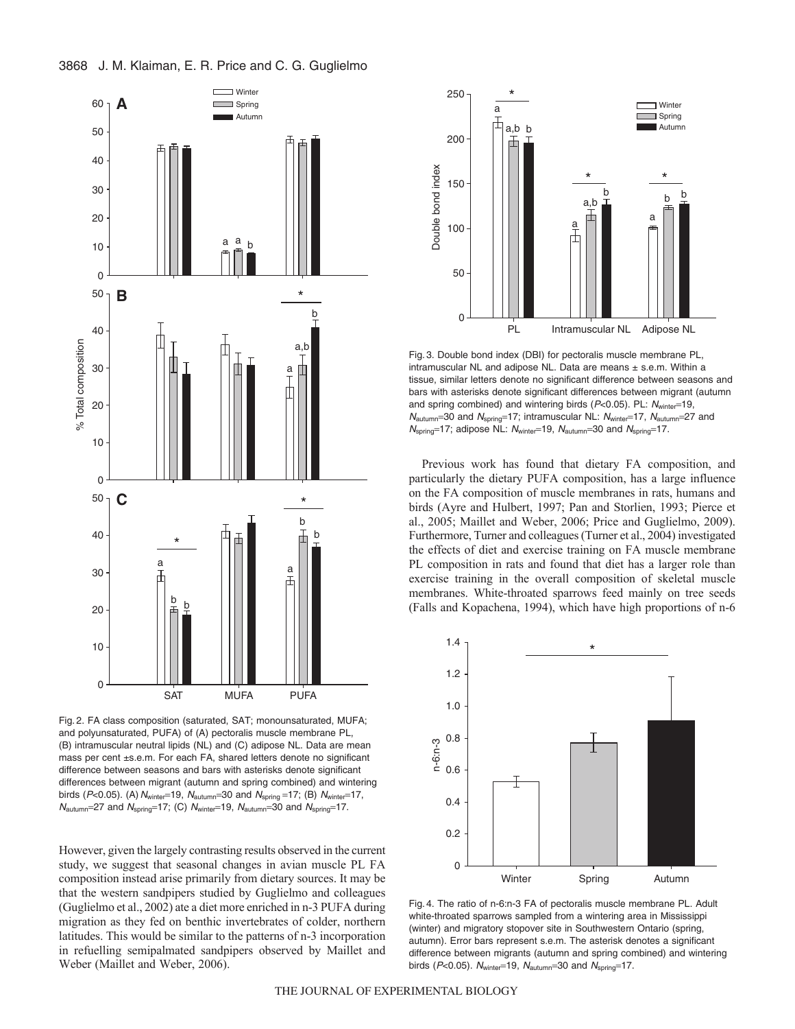Fig. 2. FA class composition (saturated, SAT; monounsaturated, MUFA; and polyunsaturated, PUFA) of (A) pectoralis muscle membrane PL, (B) intramuscular neutral lipids (NL) and (C) adipose NL. Data are mean mass per cent ±s.e.m. For each FA, shared letters denote no significant difference between seasons and bars with asterisks denote significant differences between migrant (autumn and spring combined) and wintering birds ($P<0.05$). (A) $N_{winter}=19$, $N_{autumn}=30$ and $N_{spring}=17$; (B) $N_{winter}=17$, $N_{autumn}=27$ and $N_{spring}=17$; (C) $N_{winter}=19$, $N_{autumn}=30$ and $N_{spring}=17$.

However, given the largely contrasting results observed in the current study, we suggest that seasonal changes in avian muscle PL FA composition instead arise primarily from dietary sources. It may be that the western sandpipers studied by Guglielmo and colleagues (Guglielmo et al., 2002) ate a diet more enriched in n-3 PUFA during migration as they fed on benthic invertebrates of colder, northern latitudes. This would be similar to the patterns of n-3 incorporation in refuelling semipalmated sandpipers observed by Maillet and Weber (Maillet and Weber, 2006).

Fig. 3. Double bond index (DBI) for pectoralis muscle membrane PL, intramuscular NL and adipose NL. Data are means ± s.e.m. Within a tissue, similar letters denote no significant difference between seasons and bars with asterisks denote significant differences between migrant (autumn and spring combined) and wintering birds ($P<0.05$). PL: $N_{winter}=19$, $N_{autumn}=30$ and $N_{spring}=17$; intramuscular NL: $N_{winter}=17$, $N_{autumn}=27$ and $N_{spring}=17$; adipose NL: $N_{winter}=19$, $N_{autumn}=30$ and $N_{spring}=17$.

Previous work has found that dietary FA composition, and particularly the dietary PUFA composition, has a large influence on the FA composition of muscle membranes in rats, humans and birds (Ayre and Hulbert, 1997; Pan and Storlien, 1993; Pierce et al., 2005; Maillet and Weber, 2006; Price and Guglielmo, 2009). Furthermore, Turner and colleagues (Turner et al., 2004) investigated the effects of diet and exercise training on FA muscle membrane PL composition in rats and found that diet has a larger role than exercise training in the overall composition of skeletal muscle membranes. White-throated sparrows feed mainly on tree seeds (Falls and Kopachena, 1994), which have high proportions of n-6

Fig. 4. The ratio of n-6:n-3 FA of pectoralis muscle membrane PL. Adult white-throated sparrows sampled from a wintering area in Mississippi (winter) and migratory stopover site in Southwestern Ontario (spring, autumn). Error bars represent s.e.m. The asterisk denotes a significant difference between migrants (autumn and spring combined) and wintering birds ($P<0.05$). $N_{winter}=19$, $N_{autumn}=30$ and $N_{spring}=17$.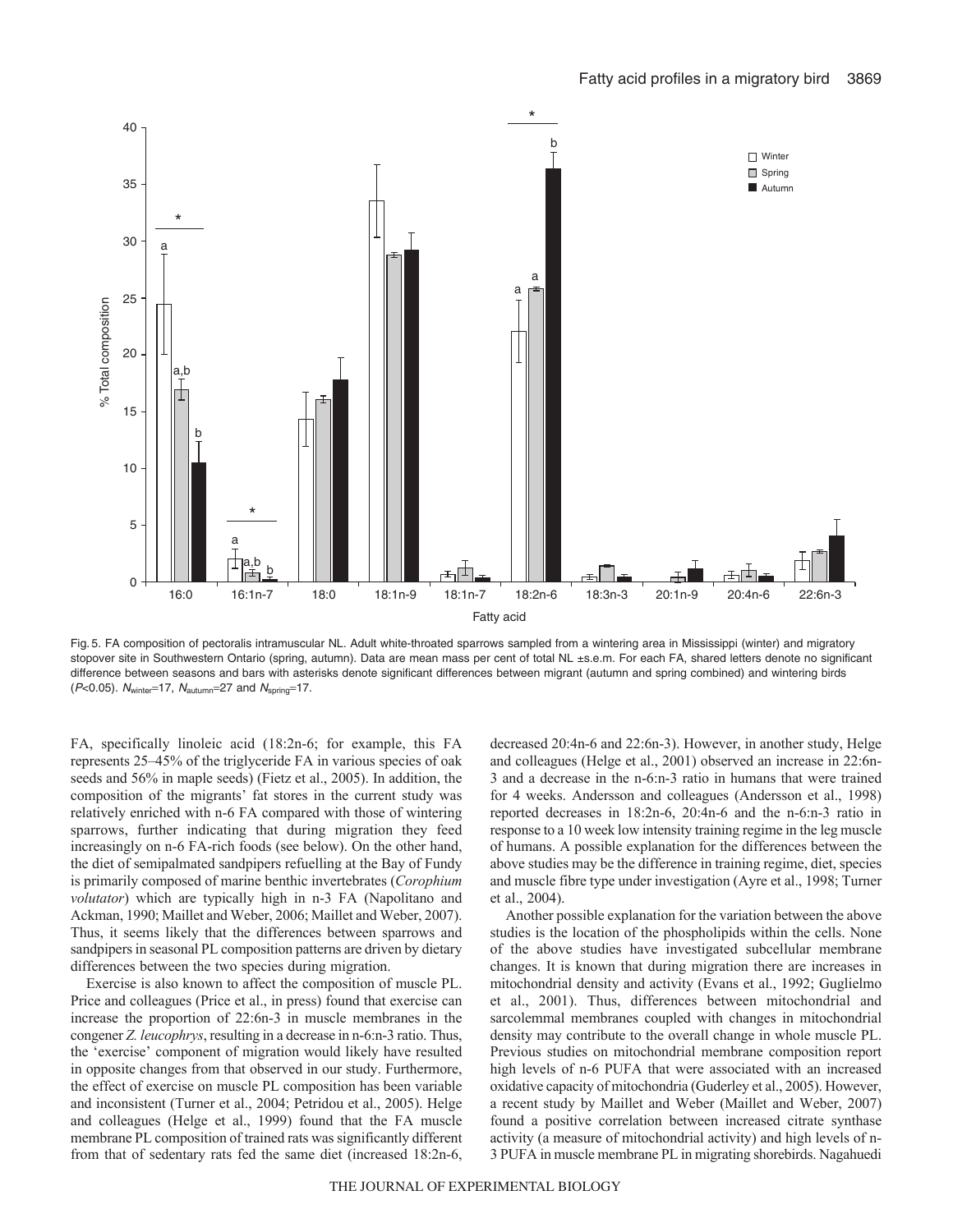Fig. 5. FA composition of pectoralis intramuscular NL. Adult white-throated sparrows sampled from a wintering area in Mississippi (winter) and migratory stopover site in Southwestern Ontario (spring, autumn). Data are mean mass per cent of total NL ±s.e.m. For each FA, shared letters denote no significant difference between seasons and bars with asterisks denote significant differences between migrant (autumn and spring combined) and wintering birds ($P$<0.05). $N_{winter}$=17, $N_{autumn}$=27 and $N_{spring}$=17.

FA, specifically linoleic acid (18:2n-6; for example, this FA represents 25–45% of the triglyceride FA in various species of oak seeds and 56% in maple seeds) (Fietz et al., 2005). In addition, the composition of the migrants' fat stores in the current study was relatively enriched with n-6 FA compared with those of wintering sparrows, further indicating that during migration they feed increasingly on n-6 FA-rich foods (see below). On the other hand, the diet of semipalmated sandpipers refuelling at the Bay of Fundy is primarily composed of marine benthic invertebrates (*Corophium volutator*) which are typically high in n-3 FA (Napolitano and Ackman, 1990; Maillet and Weber, 2006; Maillet and Weber, 2007). Thus, it seems likely that the differences between sparrows and sandpipers in seasonal PL composition patterns are driven by dietary differences between the two species during migration.

Exercise is also known to affect the composition of muscle PL. Price and colleagues (Price et al., in press) found that exercise can increase the proportion of 22:6n-3 in muscle membranes in the congener *Z. leucophrys*, resulting in a decrease in n-6:n-3 ratio. Thus, the 'exercise' component of migration would likely have resulted in opposite changes from that observed in our study. Furthermore, the effect of exercise on muscle PL composition has been variable and inconsistent (Turner et al., 2004; Petridou et al., 2005). Helge and colleagues (Helge et al., 1999) found that the FA muscle membrane PL composition of trained rats was significantly different from that of sedentary rats fed the same diet (increased 18:2n-6, decreased 20:4n-6 and 22:6n-3). However, in another study, Helge and colleagues (Helge et al., 2001) observed an increase in 22:6n-3 and a decrease in the n-6:n-3 ratio in humans that were trained for 4 weeks. Andersson and colleagues (Andersson et al., 1998) reported decreases in 18:2n-6, 20:4n-6 and the n-6:n-3 ratio in response to a 10 week low intensity training regime in the leg muscle of humans. A possible explanation for the differences between the above studies may be the difference in training regime, diet, species and muscle fibre type under investigation (Ayre et al., 1998; Turner et al., 2004).

Another possible explanation for the variation between the above studies is the location of the phospholipids within the cells. None of the above studies have investigated subcellular membrane changes. It is known that during migration there are increases in mitochondrial density and activity (Evans et al., 1992; Guglielmo et al., 2001). Thus, differences between mitochondrial and sarcolemmal membranes coupled with changes in mitochondrial density may contribute to the overall change in whole muscle PL. Previous studies on mitochondrial membrane composition report high levels of n-6 PUFA that were associated with an increased oxidative capacity of mitochondria (Guderley et al., 2005). However, a recent study by Maillet and Weber (Maillet and Weber, 2007) found a positive correlation between increased citrate synthase activity (a measure of mitochondrial activity) and high levels of n-3 PUFA in muscle membrane PL in migrating shorebirds. Nagahuedi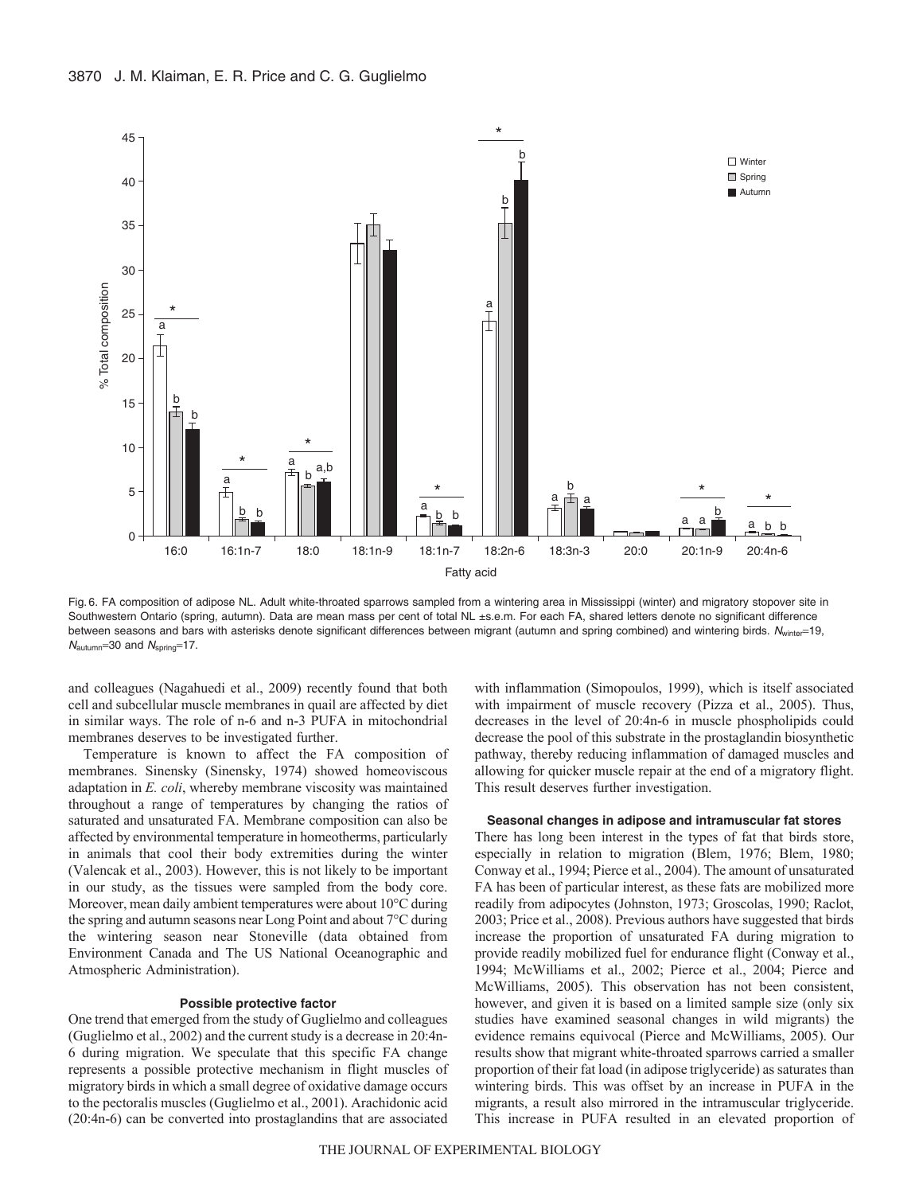Fig. 6. FA composition of adipose NL. Adult white-throated sparrows sampled from a wintering area in Mississippi (winter) and migratory stopover site in Southwestern Ontario (spring, autumn). Data are mean mass per cent of total NL ±s.e.m. For each FA, shared letters denote no significant difference between seasons and bars with asterisks denote significant differences between migrant (autumn and spring combined) and wintering birds. $N_{winter}$=19, $N_{autumn}$=30 and $N_{spring}$=17.

and colleagues (Nagahuedi et al., 2009) recently found that both cell and subcellular muscle membranes in quail are affected by diet in similar ways. The role of n-6 and n-3 PUFA in mitochondrial membranes deserves to be investigated further.

Temperature is known to affect the FA composition of membranes. Sinensky (Sinensky, 1974) showed homeoviscous adaptation in *E. coli*, whereby membrane viscosity was maintained throughout a range of temperatures by changing the ratios of saturated and unsaturated FA. Membrane composition can also be affected by environmental temperature in homeotherms, particularly in animals that cool their body extremities during the winter (Valencak et al., 2003). However, this is not likely to be important in our study, as the tissues were sampled from the body core. Moreover, mean daily ambient temperatures were about 10°C during the spring and autumn seasons near Long Point and about 7°C during the wintering season near Stoneville (data obtained from Environment Canada and The US National Oceanographic and Atmospheric Administration).

### Possible protective factor

One trend that emerged from the study of Guglielmo and colleagues (Guglielmo et al., 2002) and the current study is a decrease in 20:4n-6 during migration. We speculate that this specific FA change represents a possible protective mechanism in flight muscles of migratory birds in which a small degree of oxidative damage occurs to the pectoralis muscles (Guglielmo et al., 2001). Arachidonic acid (20:4n-6) can be converted into prostaglandins that are associated with inflammation (Simopoulos, 1999), which is itself associated with impairment of muscle recovery (Pizza et al., 2005). Thus, decreases in the level of 20:4n-6 in muscle phospholipids could decrease the pool of this substrate in the prostaglandin biosynthetic pathway, thereby reducing inflammation of damaged muscles and allowing for quicker muscle repair at the end of a migratory flight. This result deserves further investigation.

### Seasonal changes in adipose and intramuscular fat stores

There has long been interest in the types of fat that birds store, especially in relation to migration (Blem, 1976; Blem, 1980; Conway et al., 1994; Pierce et al., 2004). The amount of unsaturated FA has been of particular interest, as these fats are mobilized more readily from adipocytes (Johnston, 1973; Groscolas, 1990; Raclot, 2003; Price et al., 2008). Previous authors have suggested that birds increase the proportion of unsaturated FA during migration to provide readily mobilized fuel for endurance flight (Conway et al., 1994; McWilliams et al., 2002; Pierce et al., 2004; Pierce and McWilliams, 2005). This observation has not been consistent, however, and given it is based on a limited sample size (only six studies have examined seasonal changes in wild migrants) the evidence remains equivocal (Pierce and McWilliams, 2005). Our results show that migrant white-throated sparrows carried a smaller proportion of their fat load (in adipose triglyceride) as saturates than wintering birds. This was offset by an increase in PUFA in the migrants, a result also mirrored in the intramuscular triglyceride. This increase in PUFA resulted in an elevated proportion of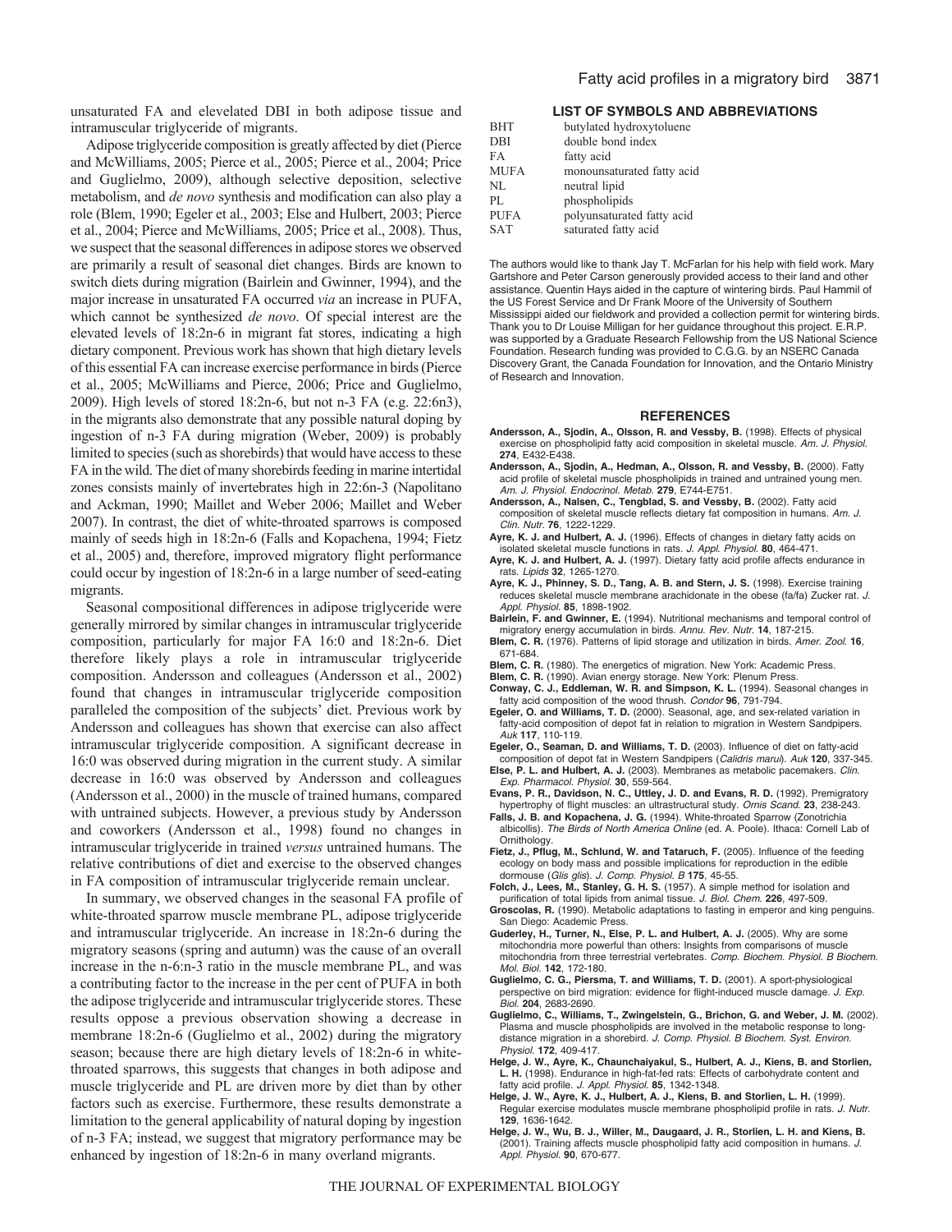unsaturated FA and elevelated DBI in both adipose tissue and intramuscular triglyceride of migrants.

Adipose triglyceride composition is greatly affected by diet (Pierce and McWilliams, 2005; Pierce et al., 2005; Pierce et al., 2004; Price and Guglielmo, 2009), although selective deposition, selective metabolism, and *de novo* synthesis and modification can also play a role (Blem, 1990; Egeler et al., 2003; Else and Hulbert, 2003; Pierce et al., 2004; Pierce and McWilliams, 2005; Price et al., 2008). Thus, we suspect that the seasonal differences in adipose stores we observed are primarily a result of seasonal diet changes. Birds are known to switch diets during migration (Bairlein and Gwinner, 1994), and the major increase in unsaturated FA occurred *via* an increase in PUFA, which cannot be synthesized *de novo*. Of special interest are the elevated levels of 18:2n-6 in migrant fat stores, indicating a high dietary component. Previous work has shown that high dietary levels of this essential FA can increase exercise performance in birds (Pierce et al., 2005; McWilliams and Pierce, 2006; Price and Guglielmo, 2009). High levels of stored 18:2n-6, but not n-3 FA (e.g. 22:6n3), in the migrants also demonstrate that any possible natural doping by ingestion of n-3 FA during migration (Weber, 2009) is probably limited to species (such as shorebirds) that would have access to these FA in the wild. The diet of many shorebirds feeding in marine intertidal zones consists mainly of invertebrates high in 22:6n-3 (Napolitano and Ackman, 1990; Maillet and Weber 2006; Maillet and Weber 2007). In contrast, the diet of white-throated sparrows is composed mainly of seeds high in 18:2n-6 (Falls and Kopachena, 1994; Fietz et al., 2005) and, therefore, improved migratory flight performance could occur by ingestion of 18:2n-6 in a large number of seed-eating migrants.

Seasonal compositional differences in adipose triglyceride were generally mirrored by similar changes in intramuscular triglyceride composition, particularly for major FA 16:0 and 18:2n-6. Diet therefore likely plays a role in intramuscular triglyceride composition. Andersson and colleagues (Andersson et al., 2002) found that changes in intramuscular triglyceride composition paralleled the composition of the subjects' diet. Previous work by Andersson and colleagues has shown that exercise can also affect intramuscular triglyceride composition. A significant decrease in 16:0 was observed during migration in the current study. A similar decrease in 16:0 was observed by Andersson and colleagues (Andersson et al., 2000) in the muscle of trained humans, compared with untrained subjects. However, a previous study by Andersson and coworkers (Andersson et al., 1998) found no changes in intramuscular triglyceride in trained *versus* untrained humans. The relative contributions of diet and exercise to the observed changes in FA composition of intramuscular triglyceride remain unclear.

In summary, we observed changes in the seasonal FA profile of white-throated sparrow muscle membrane PL, adipose triglyceride and intramuscular triglyceride. An increase in 18:2n-6 during the migratory seasons (spring and autumn) was the cause of an overall increase in the n-6:n-3 ratio in the muscle membrane PL, and was a contributing factor to the increase in the per cent of PUFA in both the adipose triglyceride and intramuscular triglyceride stores. These results oppose a previous observation showing a decrease in membrane 18:2n-6 (Guglielmo et al., 2002) during the migratory season; because there are high dietary levels of 18:2n-6 in white-throated sparrows, this suggests that changes in both adipose and muscle triglyceride and PL are driven more by diet than by other factors such as exercise. Furthermore, these results demonstrate a limitation to the general applicability of natural doping by ingestion of n-3 FA; instead, we suggest that migratory performance may be enhanced by ingestion of 18:2n-6 in many overland migrants.

### LIST OF SYMBOLS AND ABBREVIATIONS

| | |
|---|---|
| BHT | butylated hydroxytoluene |
| DBI | double bond index |
| FA | fatty acid |
| MUFA | monounsaturated fatty acid |
| NL | neutral lipid |
| PL | phospholipids |
| PUFA | polyunsaturated fatty acid |
| SAT | saturated fatty acid |

The authors would like to thank Jay T. McFarlan for his help with field work. Mary Gartshore and Peter Carson generously provided access to their land and other assistance. Quentin Hays aided in the capture of wintering birds. Paul Hammil of the US Forest Service and Dr Frank Moore of the University of Southern Mississippi aided our fieldwork and provided a collection permit for wintering birds. Thank you to Dr Louise Milligan for her guidance throughout this project. E.R.P. was supported by a Graduate Research Fellowship from the US National Science Foundation. Research funding was provided to C.G.G. by an NSERC Canada Discovery Grant, the Canada Foundation for Innovation, and the Ontario Ministry of Research and Innovation.

## REFERENCES

**Andersson, A., Sjodin, A., Olsson, R. and Vessby, B.** (1998). Effects of physical exercise on phospholipid fatty acid composition in skeletal muscle. *Am. J. Physiol.* **274**, E432-E438.

**Andersson, A., Sjodin, A., Hedman, A., Olsson, R. and Vessby, B.** (2000). Fatty acid profile of skeletal muscle phospholipids in trained and untrained young men. *Am. J. Physiol. Endocrinol. Metab.* **279**, E744-E751.

**Andersson, A., Nalsen, C., Tengblad, S. and Vessby, B.** (2002). Fatty acid composition of skeletal muscle reflects dietary fat composition in humans. *Am. J. Clin. Nutr.* **76**, 1222-1229.

**Ayre, K. J. and Hulbert, A. J.** (1996). Effects of changes in dietary fatty acids on isolated skeletal muscle functions in rats. *J. Appl. Physiol.* **80**, 464-471.

**Ayre, K. J. and Hulbert, A. J.** (1997). Dietary fatty acid profile affects endurance in rats. *Lipids* **32**, 1265-1270.

**Ayre, K. J., Phinney, S. D., Tang, A. B. and Stern, J. S.** (1998). Exercise training reduces skeletal muscle membrane arachidonate in the obese (fa/fa) Zucker rat. *J. Appl. Physiol.* **85**, 1898-1902.

**Bairlein, F. and Gwinner, E.** (1994). Nutritional mechanisms and temporal control of migratory energy accumulation in birds. *Annu. Rev. Nutr.* **14**, 187-215.

**Blem, C. R.** (1976). Patterns of lipid storage and utilization in birds. *Amer. Zool.* **16**, 671-684.

**Blem, C. R.** (1980). The energetics of migration. New York: Academic Press.

**Blem, C. R.** (1990). Avian energy storage. New York: Plenum Press.

**Conway, C. J., Eddleman, W. R. and Simpson, K. L.** (1994). Seasonal changes in fatty acid composition of the wood thrush. *Condor* **96**, 791-794.

**Egeler, O. and Williams, T. D.** (2000). Seasonal, age, and sex-related variation in fatty-acid composition of depot fat in relation to migration in Western Sandpipers. *Auk* **117**, 110-119.

**Egeler, O., Seaman, D. and Williams, T. D.** (2003). Influence of diet on fatty-acid composition of depot fat in Western Sandpipers (*Calidris mauri*). *Auk* **120**, 337-345.

**Else, P. L. and Hulbert, A. J.** (2003). Membranes as metabolic pacemakers. *Clin. Exp. Pharmacol. Physiol.* **30**, 559-564.

**Evans, P. R., Davidson, N. C., Uttley, J. D. and Evans, R. D.** (1992). Premigratory hypertrophy of flight muscles: an ultrastructural study. *Ornis Scand.* **23**, 238-243.

**Falls, J. B. and Kopachena, J. G.** (1994). White-throated Sparrow (Zonotrichia albicollis). *The Birds of North America Online* (ed. A. Poole). Ithaca: Cornell Lab of Ornithology.

**Fietz, J., Pflug, M., Schlund, W. and Tataruch, F.** (2005). Influence of the feeding ecology on body mass and possible implications for reproduction in the edible dormouse (*Glis glis*). *J. Comp. Physiol. B* **175**, 45-55.

**Folch, J., Lees, M., Stanley, G. H. S.** (1957). A simple method for isolation and purification of total lipids from animal tissue. *J. Biol. Chem.* **226**, 497-509.

**Groscolas, R.** (1990). Metabolic adaptations to fasting in emperor and king penguins. San Diego: Academic Press.

**Guderley, H., Turner, N., Else, P. L. and Hulbert, A. J.** (2005). Why are some mitochondria more powerful than others: Insights from comparisons of muscle mitochondria from three terrestrial vertebrates. *Comp. Biochem. Physiol. B Biochem. Mol. Biol.* **142**, 172-180.

**Guglielmo, C. G., Piersma, T. and Williams, T. D.** (2001). A sport-physiological perspective on bird migration: evidence for flight-induced muscle damage. *J. Exp. Biol.* **204**, 2683-2690.

**Guglielmo, C., Williams, T., Zwingelstein, G., Brichon, G. and Weber, J. M.** (2002). Plasma and muscle phospholipids are involved in the metabolic response to long-distance migration in a shorebird. *J. Comp. Physiol. B Biochem. Syst. Environ. Physiol.* **172**, 409-417.

**Helge, J. W., Ayre, K., Chaunchaiyakul, S., Hulbert, A. J., Kiens, B. and Storlien, L. H.** (1998). Endurance in high-fat-fed rats: Effects of carbohydrate content and fatty acid profile. *J. Appl. Physiol.* **85**, 1342-1348.

**Helge, J. W., Ayre, K. J., Hulbert, A. J., Kiens, B. and Storlien, L. H.** (1999). Regular exercise modulates muscle membrane phospholipid profile in rats. *J. Nutr.* **129**, 1636-1642.

**Helge, J. W., Wu, B. J., Willer, M., Daugaard, J. R., Storlien, L. H. and Kiens, B.** (2001). Training affects muscle phospholipid fatty acid composition in humans. *J. Appl. Physiol.* **90**, 670-677.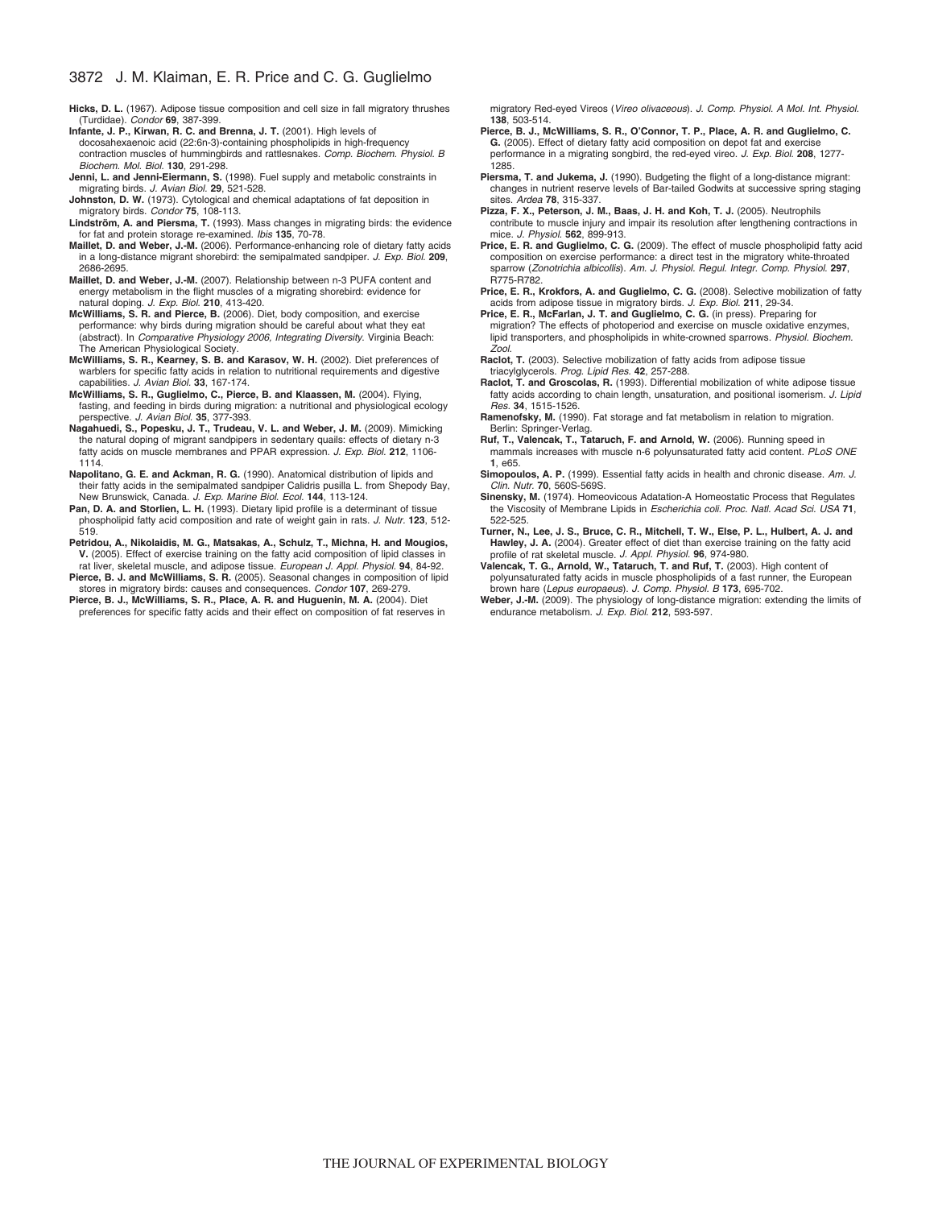**Hicks, D. L.** (1967). Adipose tissue composition and cell size in fall migratory thrushes (Turdidae). *Condor* **69**, 387-399.

**Infante, J. P., Kirwan, R. C. and Brenna, J. T.** (2001). High levels of docosahexaenoic acid (22:6n-3)-containing phospholipids in high-frequency contraction muscles of hummingbirds and rattlesnakes. *Comp. Biochem. Physiol. B Biochem. Mol. Biol.* **130**, 291-298.

**Jenni, L. and Jenni-Eiermann, S.** (1998). Fuel supply and metabolic constraints in migrating birds. *J. Avian Biol.* **29**, 521-528.

**Johnston, D. W.** (1973). Cytological and chemical adaptations of fat deposition in migratory birds. *Condor* **75**, 108-113.

**Lindström, A. and Piersma, T.** (1993). Mass changes in migrating birds: the evidence for fat and protein storage re-examined. *Ibis* **135**, 70-78.

**Maillet, D. and Weber, J.-M.** (2006). Performance-enhancing role of dietary fatty acids in a long-distance migrant shorebird: the semipalmated sandpiper. *J. Exp. Biol.* **209**, 2686-2695.

**Maillet, D. and Weber, J.-M.** (2007). Relationship between n-3 PUFA content and energy metabolism in the flight muscles of a migrating shorebird: evidence for natural doping. *J. Exp. Biol.* **210**, 413-420.

**McWilliams, S. R. and Pierce, B.** (2006). Diet, body composition, and exercise performance: why birds during migration should be careful about what they eat (abstract). In *Comparative Physiology 2006, Integrating Diversity*. Virginia Beach: The American Physiological Society.

**McWilliams, S. R., Kearney, S. B. and Karasov, W. H.** (2002). Diet preferences of warblers for specific fatty acids in relation to nutritional requirements and digestive capabilities. *J. Avian Biol.* **33**, 167-174.

**McWilliams, S. R., Guglielmo, C., Pierce, B. and Klaassen, M.** (2004). Flying, fasting, and feeding in birds during migration: a nutritional and physiological ecology perspective. *J. Avian Biol.* **35**, 377-393.

**Nagahuedi, S., Popesku, J. T., Trudeau, V. L. and Weber, J. M.** (2009). Mimicking the natural doping of migrant sandpipers in sedentary quails: effects of dietary n-3 fatty acids on muscle membranes and PPAR expression. *J. Exp. Biol.* **212**, 1106-1114.

**Napolitano, G. E. and Ackman, R. G.** (1990). Anatomical distribution of lipids and their fatty acids in the semipalmated sandpiper Calidris pusilla L. from Shepody Bay, New Brunswick, Canada. *J. Exp. Marine Biol. Ecol.* **144**, 113-124.

**Pan, D. A. and Storlien, L. H.** (1993). Dietary lipid profile is a determinant of tissue phospholipid fatty acid composition and rate of weight gain in rats. *J. Nutr.* **123**, 512-519.

**Petridou, A., Nikolaidis, M. G., Matsakas, A., Schulz, T., Michna, H. and Mougios, V.** (2005). Effect of exercise training on the fatty acid composition of lipid classes in rat liver, skeletal muscle, and adipose tissue. *European J. Appl. Physiol.* **94**, 84-92.

**Pierce, B. J. and McWilliams, S. R.** (2005). Seasonal changes in composition of lipid stores in migratory birds: causes and consequences. *Condor* **107**, 269-279.

**Pierce, B. J., McWilliams, S. R., Place, A. R. and Huguenin, M. A.** (2004). Diet preferences for specific fatty acids and their effect on composition of fat reserves in migratory Red-eyed Vireos (*Vireo olivaceous*). *J. Comp. Physiol. A Mol. Int. Physiol.* **138**, 503-514.

**Pierce, B. J., McWilliams, S. R., O'Connor, T. P., Place, A. R. and Guglielmo, C. G.** (2005). Effect of dietary fatty acid composition on depot fat and exercise performance in a migrating songbird, the red-eyed vireo. *J. Exp. Biol.* **208**, 1277-1285.

**Piersma, T. and Jukema, J.** (1990). Budgeting the flight of a long-distance migrant: changes in nutrient reserve levels of Bar-tailed Godwits at successive spring staging sites. *Ardea* **78**, 315-337.

**Pizza, F. X., Peterson, J. M., Baas, J. H. and Koh, T. J.** (2005). Neutrophils contribute to muscle injury and impair its resolution after lengthening contractions in mice. *J. Physiol.* **562**, 899-913.

**Price, E. R. and Guglielmo, C. G.** (2009). The effect of muscle phospholipid fatty acid composition on exercise performance: a direct test in the migratory white-throated sparrow (*Zonotrichia albicollis*). *Am. J. Physiol. Regul. Integr. Comp. Physiol.* **297**, R775-R782.

**Price, E. R., Krokfors, A. and Guglielmo, C. G.** (2008). Selective mobilization of fatty acids from adipose tissue in migratory birds. *J. Exp. Biol.* **211**, 29-34.

**Price, E. R., McFarlan, J. T. and Guglielmo, C. G.** (in press). Preparing for migration? The effects of photoperiod and exercise on muscle oxidative enzymes, lipid transporters, and phospholipids in white-crowned sparrows. *Physiol. Biochem. Zool.*

**Raclot, T.** (2003). Selective mobilization of fatty acids from adipose tissue triacylglycerols. *Prog. Lipid Res.* **42**, 257-288.

**Raclot, T. and Groscolas, R.** (1993). Differential mobilization of white adipose tissue fatty acids according to chain length, unsaturation, and positional isomerism. *J. Lipid Res.* **34**, 1515-1526.

**Ramenofsky, M.** (1990). Fat storage and fat metabolism in relation to migration. Berlin: Springer-Verlag.

**Ruf, T., Valencak, T., Tataruch, F. and Arnold, W.** (2006). Running speed in mammals increases with muscle n-6 polyunsaturated fatty acid content. *PLoS ONE* **1**, e65.

**Simopoulos, A. P.** (1999). Essential fatty acids in health and chronic disease. *Am. J. Clin. Nutr.* **70**, 560S-569S.

**Sinensky, M.** (1974). Homeovicous Adatation-A Homeostatic Process that Regulates the Viscosity of Membrane Lipids in *Escherichia coli*. *Proc. Natl. Acad Sci. USA* **71**, 522-525.

**Turner, N., Lee, J. S., Bruce, C. R., Mitchell, T. W., Else, P. L., Hulbert, A. J. and Hawley, J. A.** (2004). Greater effect of diet than exercise training on the fatty acid profile of rat skeletal muscle. *J. Appl. Physiol.* **96**, 974-980.

**Valencak, T. G., Arnold, W., Tataruch, T. and Ruf, T.** (2003). High content of polyunsaturated fatty acids in muscle phospholipids of a fast runner, the European brown hare (*Lepus europaeus*). *J. Comp. Physiol. B* **173**, 695-702.

**Weber, J.-M.** (2009). The physiology of long-distance migration: extending the limits of endurance metabolism. *J. Exp. Biol.* **212**, 593-597.